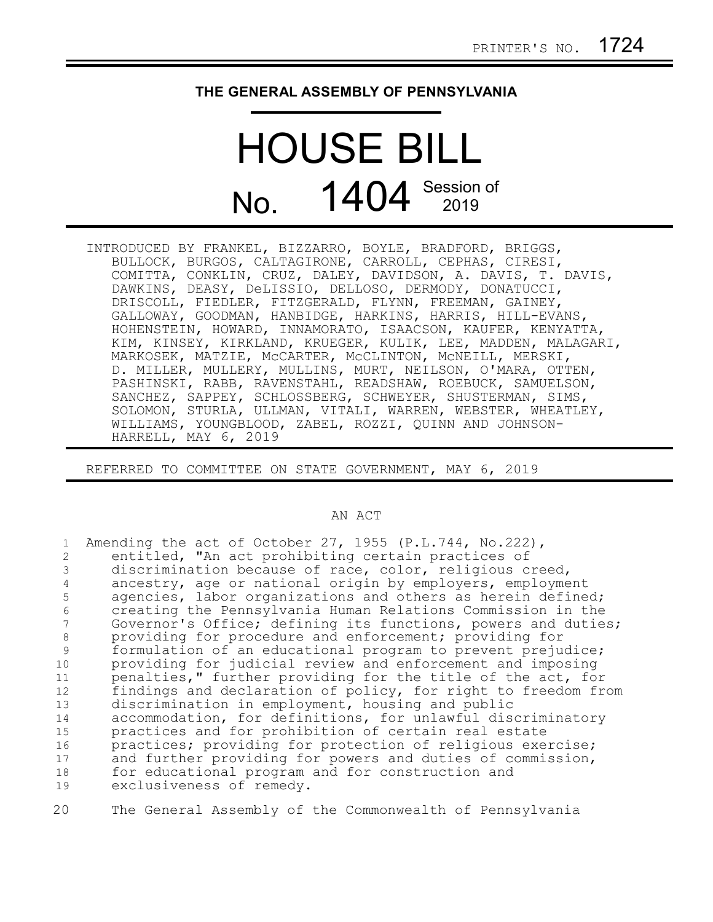PRINTER'S NO. 1724

**THE GENERAL ASSEMBLY OF PENNSYLVANIA**

# HOUSE BILL

# No. 1404 Session of 2019

INTRODUCED BY FRANKEL, BIZZARRO, BOYLE, BRADFORD, BRIGGS, BULLOCK, BURGOS, CALTAGIRONE, CARROLL, CEPHAS, CIRESI, COMITTA, CONKLIN, CRUZ, DALEY, DAVIDSON, A. DAVIS, T. DAVIS, DAWKINS, DEASY, DeLISSIO, DELLOSO, DERMODY, DONATUCCI, DRISCOLL, FIEDLER, FITZGERALD, FLYNN, FREEMAN, GAINEY, GALLOWAY, GOODMAN, HANBIDGE, HARKINS, HARRIS, HILL-EVANS, HOHENSTEIN, HOWARD, INNAMORATO, ISAACSON, KAUFER, KENYATTA, KIM, KINSEY, KIRKLAND, KRUEGER, KULIK, LEE, MADDEN, MALAGARI, MARKOSEK, MATZIE, McCARTER, McCLINTON, McNEILL, MERSKI, D. MILLER, MULLERY, MULLINS, MURT, NEILSON, O'MARA, OTTEN, PASHINSKI, RABB, RAVENSTAHL, READSHAW, ROEBUCK, SAMUELSON, SANCHEZ, SAPPEY, SCHLOSSBERG, SCHWEYER, SHUSTERMAN, SIMS, SOLOMON, STURLA, ULLMAN, VITALI, WARREN, WEBSTER, WHEATLEY, WILLIAMS, YOUNGBLOOD, ZABEL, ROZZI, QUINN AND JOHNSON-HARRELL, MAY 6, 2019

REFERRED TO COMMITTEE ON STATE GOVERNMENT, MAY 6, 2019

AN ACT

Amending the act of October 27, 1955 (P.L.744, No.222), entitled, "An act prohibiting certain practices of discrimination because of race, color, religious creed, ancestry, age or national origin by employers, employment agencies, labor organizations and others as herein defined; creating the Pennsylvania Human Relations Commission in the Governor's Office; defining its functions, powers and duties; providing for procedure and enforcement; providing for formulation of an educational program to prevent prejudice; providing for judicial review and enforcement and imposing penalties," further providing for the title of the act, for findings and declaration of policy, for right to freedom from discrimination in employment, housing and public accommodation, for definitions, for unlawful discriminatory practices and for prohibition of certain real estate practices; providing for protection of religious exercise; and further providing for powers and duties of commission, for educational program and for construction and exclusiveness of remedy.

The General Assembly of the Commonwealth of Pennsylvania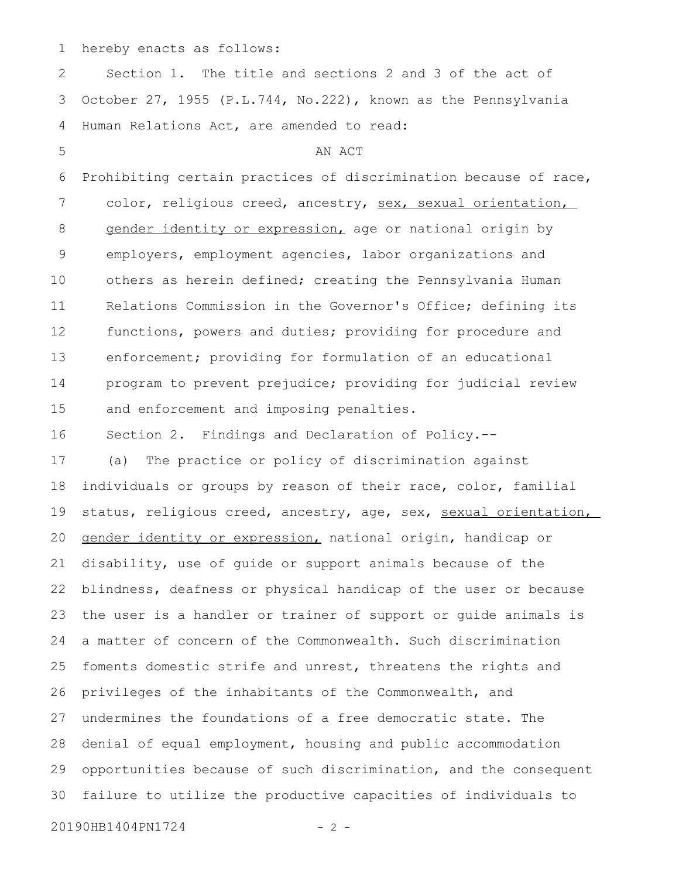hereby enacts as follows:

Section 1. The title and sections 2 and 3 of the act of October 27, 1955 (P.L.744, No.222), known as the Pennsylvania Human Relations Act, are amended to read:

AN ACT

Prohibiting certain practices of discrimination because of race, color, religious creed, ancestry, <u>sex, sexual orientation, gender identity or expression,</u> age or national origin by employers, employment agencies, labor organizations and others as herein defined; creating the Pennsylvania Human Relations Commission in the Governor's Office; defining its functions, powers and duties; providing for procedure and enforcement; providing for formulation of an educational program to prevent prejudice; providing for judicial review and enforcement and imposing penalties.

Section 2. Findings and Declaration of Policy.--

(a) The practice or policy of discrimination against individuals or groups by reason of their race, color, familial status, religious creed, ancestry, age, sex, <u>sexual orientation, gender identity or expression,</u> national origin, handicap or disability, use of guide or support animals because of the blindness, deafness or physical handicap of the user or because the user is a handler or trainer of support or guide animals is a matter of concern of the Commonwealth. Such discrimination foments domestic strife and unrest, threatens the rights and privileges of the inhabitants of the Commonwealth, and undermines the foundations of a free democratic state. The denial of equal employment, housing and public accommodation opportunities because of such discrimination, and the consequent failure to utilize the productive capacities of individuals to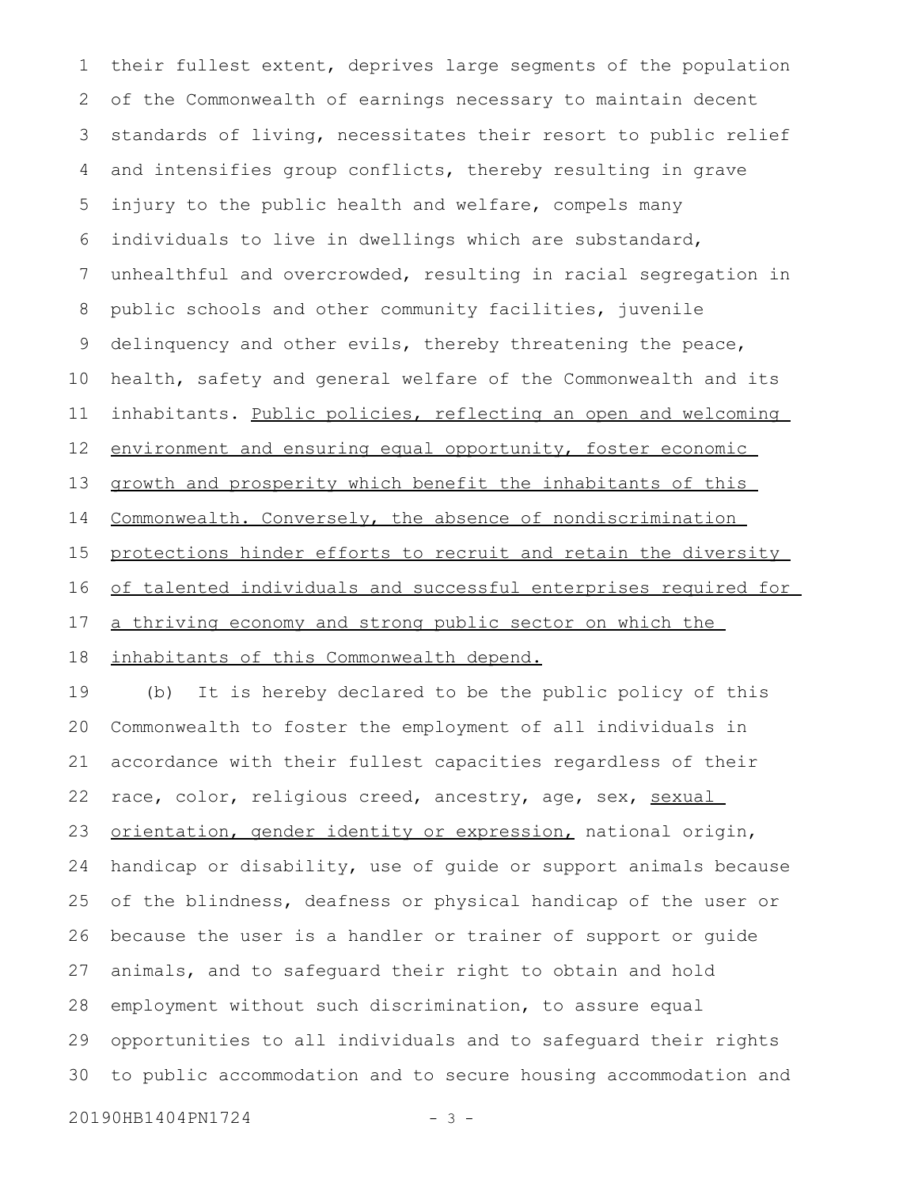their fullest extent, deprives large segments of the population of the Commonwealth of earnings necessary to maintain decent standards of living, necessitates their resort to public relief and intensifies group conflicts, thereby resulting in grave injury to the public health and welfare, compels many individuals to live in dwellings which are substandard, unhealthful and overcrowded, resulting in racial segregation in public schools and other community facilities, juvenile delinquency and other evils, thereby threatening the peace, health, safety and general welfare of the Commonwealth and its inhabitants. Public policies, reflecting an open and welcoming environment and ensuring equal opportunity, foster economic growth and prosperity which benefit the inhabitants of this Commonwealth. Conversely, the absence of nondiscrimination protections hinder efforts to recruit and retain the diversity of talented individuals and successful enterprises required for a thriving economy and strong public sector on which the inhabitants of this Commonwealth depend.

(b) It is hereby declared to be the public policy of this Commonwealth to foster the employment of all individuals in accordance with their fullest capacities regardless of their race, color, religious creed, ancestry, age, sex, sexual orientation, gender identity or expression, national origin, handicap or disability, use of guide or support animals because of the blindness, deafness or physical handicap of the user or because the user is a handler or trainer of support or guide animals, and to safeguard their right to obtain and hold employment without such discrimination, to assure equal opportunities to all individuals and to safeguard their rights to public accommodation and to secure housing accommodation and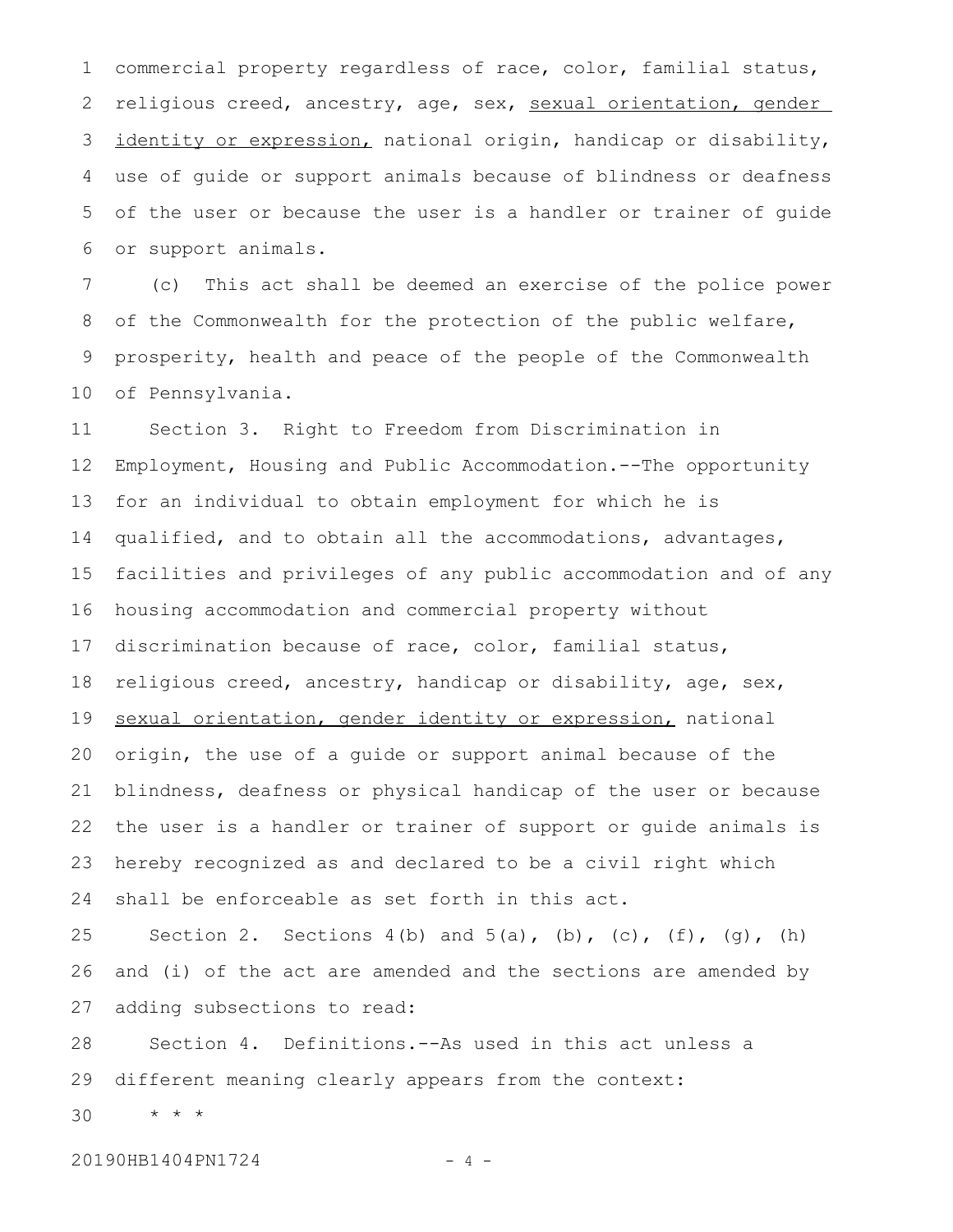commercial property regardless of race, color, familial status, religious creed, ancestry, age, sex, <u>sexual orientation, gender identity or expression,</u> national origin, handicap or disability, use of guide or support animals because of blindness or deafness of the user or because the user is a handler or trainer of guide or support animals.

(c) This act shall be deemed an exercise of the police power of the Commonwealth for the protection of the public welfare, prosperity, health and peace of the people of the Commonwealth of Pennsylvania.

Section 3. Right to Freedom from Discrimination in Employment, Housing and Public Accommodation.--The opportunity for an individual to obtain employment for which he is qualified, and to obtain all the accommodations, advantages, facilities and privileges of any public accommodation and of any housing accommodation and commercial property without discrimination because of race, color, familial status, religious creed, ancestry, handicap or disability, age, sex, <u>sexual orientation, gender identity or expression,</u> national origin, the use of a guide or support animal because of the blindness, deafness or physical handicap of the user or because the user is a handler or trainer of support or guide animals is hereby recognized as and declared to be a civil right which shall be enforceable as set forth in this act.

Section 2. Sections 4(b) and 5(a), (b), (c), (f), (g), (h) and (i) of the act are amended and the sections are amended by adding subsections to read:

Section 4. Definitions.--As used in this act unless a different meaning clearly appears from the context:

\* \* \*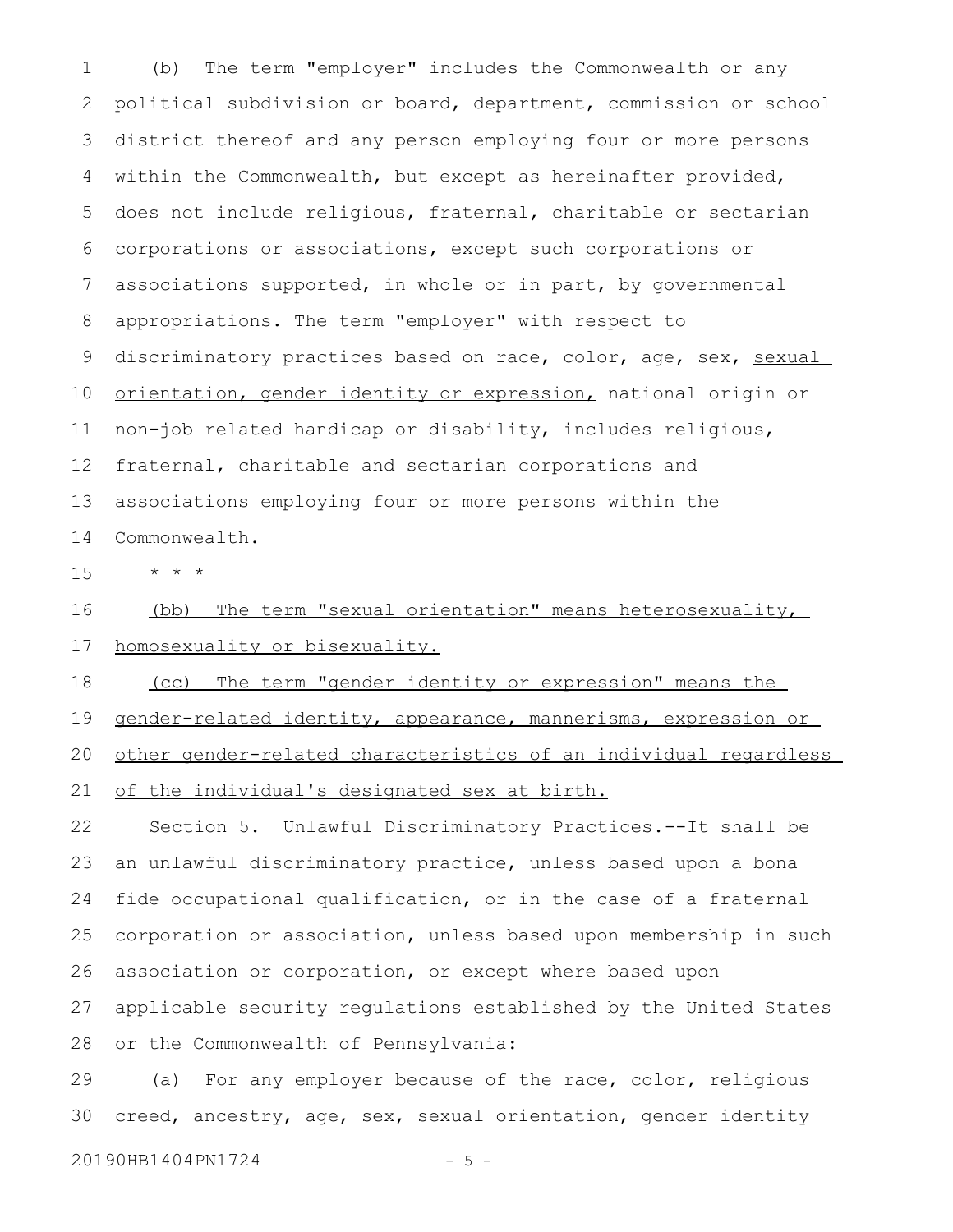(b) The term "employer" includes the Commonwealth or any political subdivision or board, department, commission or school district thereof and any person employing four or more persons within the Commonwealth, but except as hereinafter provided, does not include religious, fraternal, charitable or sectarian corporations or associations, except such corporations or associations supported, in whole or in part, by governmental appropriations. The term "employer" with respect to discriminatory practices based on race, color, age, sex, <u>sexual orientation, gender identity or expression,</u> national origin or non-job related handicap or disability, includes religious, fraternal, charitable and sectarian corporations and associations employing four or more persons within the Commonwealth.

\* \* \*

<u>(bb) The term "sexual orientation" means heterosexuality, homosexuality or bisexuality.</u>

<u>(cc) The term "gender identity or expression" means the gender-related identity, appearance, mannerisms, expression or other gender-related characteristics of an individual regardless of the individual's designated sex at birth.</u>

Section 5. Unlawful Discriminatory Practices.--It shall be an unlawful discriminatory practice, unless based upon a bona fide occupational qualification, or in the case of a fraternal corporation or association, unless based upon membership in such association or corporation, or except where based upon applicable security regulations established by the United States or the Commonwealth of Pennsylvania:

(a) For any employer because of the race, color, religious creed, ancestry, age, sex, <u>sexual orientation, gender identity</u>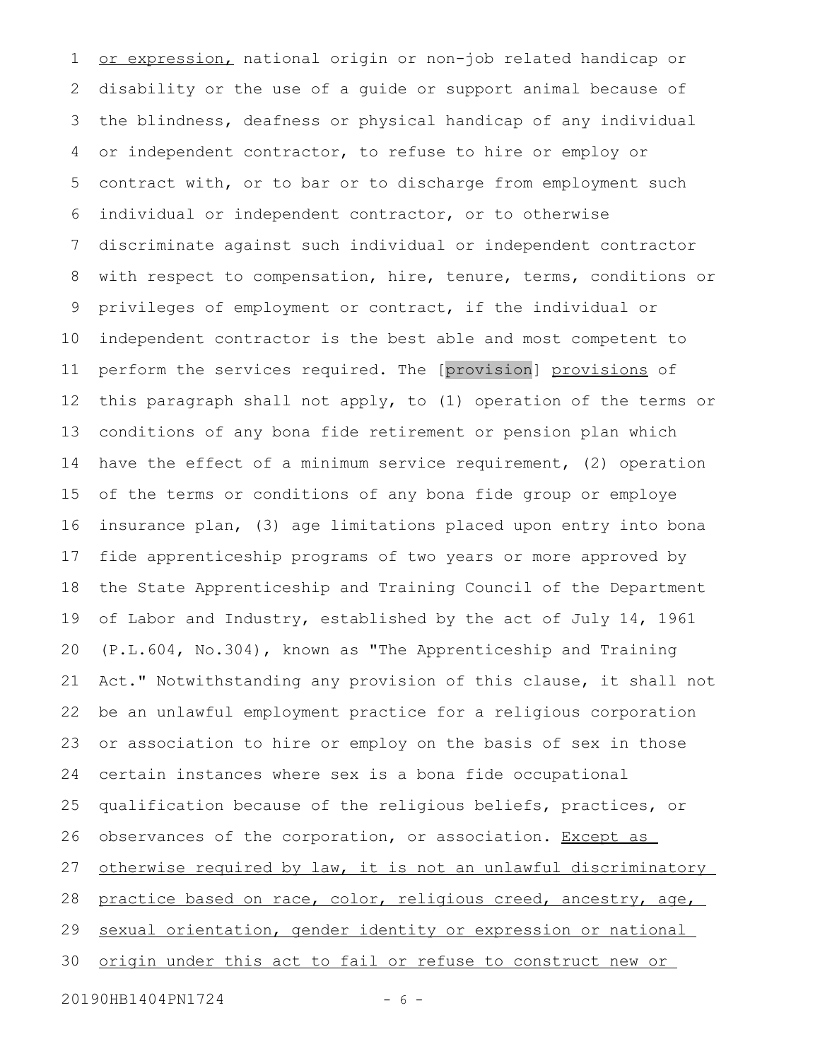or expression, national origin or non-job related handicap or disability or the use of a guide or support animal because of the blindness, deafness or physical handicap of any individual or independent contractor, to refuse to hire or employ or contract with, or to bar or to discharge from employment such individual or independent contractor, or to otherwise discriminate against such individual or independent contractor with respect to compensation, hire, tenure, terms, conditions or privileges of employment or contract, if the individual or independent contractor is the best able and most competent to perform the services required. The [provision] provisions of this paragraph shall not apply, to (1) operation of the terms or conditions of any bona fide retirement or pension plan which have the effect of a minimum service requirement, (2) operation of the terms or conditions of any bona fide group or employe insurance plan, (3) age limitations placed upon entry into bona fide apprenticeship programs of two years or more approved by the State Apprenticeship and Training Council of the Department of Labor and Industry, established by the act of July 14, 1961 (P.L.604, No.304), known as "The Apprenticeship and Training Act." Notwithstanding any provision of this clause, it shall not be an unlawful employment practice for a religious corporation or association to hire or employ on the basis of sex in those certain instances where sex is a bona fide occupational qualification because of the religious beliefs, practices, or observances of the corporation, or association. Except as otherwise required by law, it is not an unlawful discriminatory practice based on race, color, religious creed, ancestry, age, sexual orientation, gender identity or expression or national origin under this act to fail or refuse to construct new or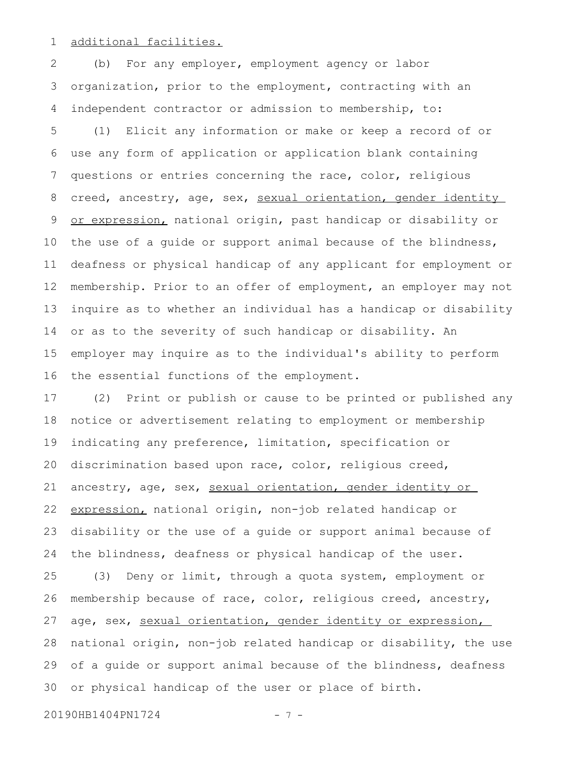additional facilities.

(b) For any employer, employment agency or labor organization, prior to the employment, contracting with an independent contractor or admission to membership, to:

(1) Elicit any information or make or keep a record of or use any form of application or application blank containing questions or entries concerning the race, color, religious creed, ancestry, age, sex, sexual orientation, gender identity or expression, national origin, past handicap or disability or the use of a guide or support animal because of the blindness, deafness or physical handicap of any applicant for employment or membership. Prior to an offer of employment, an employer may not inquire as to whether an individual has a handicap or disability or as to the severity of such handicap or disability. An employer may inquire as to the individual's ability to perform the essential functions of the employment.

(2) Print or publish or cause to be printed or published any notice or advertisement relating to employment or membership indicating any preference, limitation, specification or discrimination based upon race, color, religious creed, ancestry, age, sex, sexual orientation, gender identity or expression, national origin, non-job related handicap or disability or the use of a guide or support animal because of the blindness, deafness or physical handicap of the user.

(3) Deny or limit, through a quota system, employment or membership because of race, color, religious creed, ancestry, age, sex, sexual orientation, gender identity or expression, national origin, non-job related handicap or disability, the use of a guide or support animal because of the blindness, deafness or physical handicap of the user or place of birth.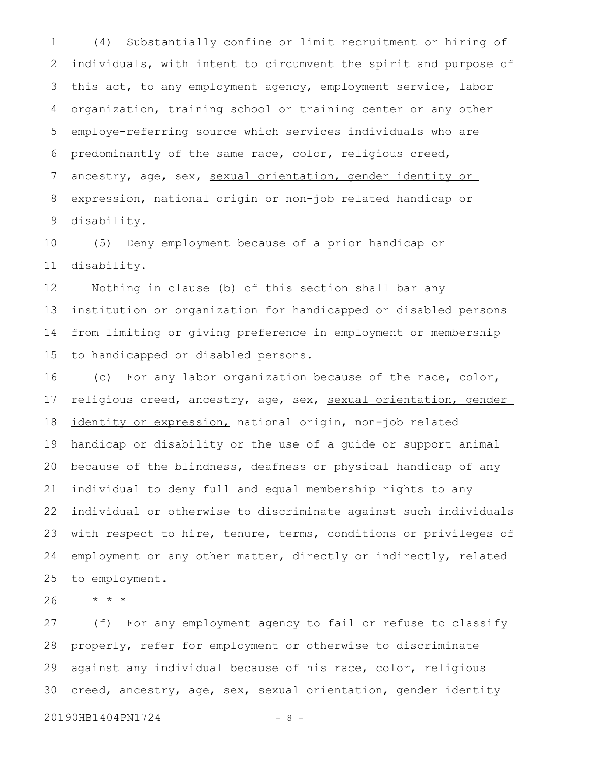(4) Substantially confine or limit recruitment or hiring of individuals, with intent to circumvent the spirit and purpose of this act, to any employment agency, employment service, labor organization, training school or training center or any other employe-referring source which services individuals who are predominantly of the same race, color, religious creed, ancestry, age, sex, <u>sexual orientation, gender identity or expression,</u> national origin or non-job related handicap or disability.

(5) Deny employment because of a prior handicap or disability.

Nothing in clause (b) of this section shall bar any institution or organization for handicapped or disabled persons from limiting or giving preference in employment or membership to handicapped or disabled persons.

(c) For any labor organization because of the race, color, religious creed, ancestry, age, sex, <u>sexual orientation, gender identity or expression,</u> national origin, non-job related handicap or disability or the use of a guide or support animal because of the blindness, deafness or physical handicap of any individual to deny full and equal membership rights to any individual or otherwise to discriminate against such individuals with respect to hire, tenure, terms, conditions or privileges of employment or any other matter, directly or indirectly, related to employment.

\* \* \*

(f) For any employment agency to fail or refuse to classify properly, refer for employment or otherwise to discriminate against any individual because of his race, color, religious creed, ancestry, age, sex, <u>sexual orientation, gender identity</u>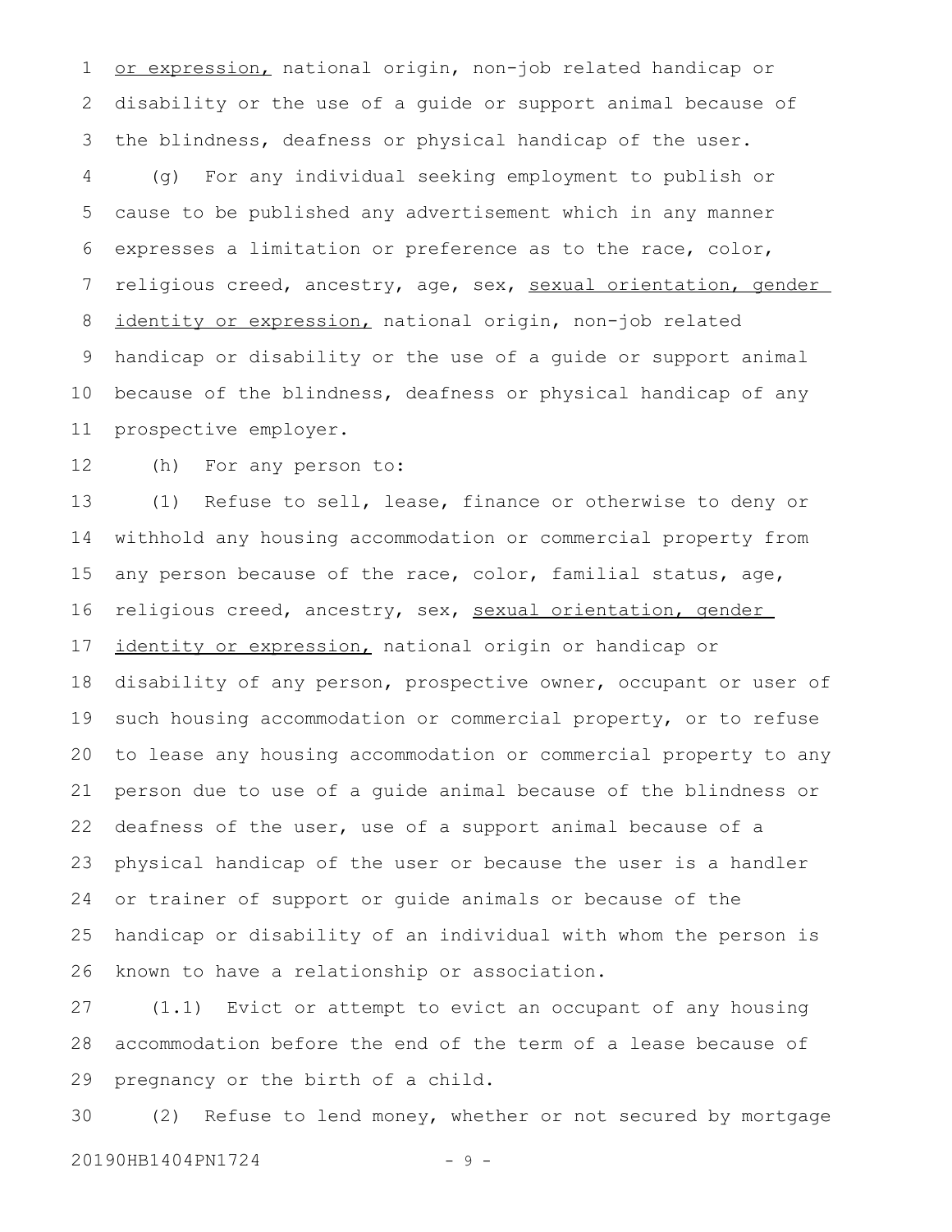or expression, national origin, non-job related handicap or disability or the use of a guide or support animal because of the blindness, deafness or physical handicap of the user.

(g) For any individual seeking employment to publish or cause to be published any advertisement which in any manner expresses a limitation or preference as to the race, color, religious creed, ancestry, age, sex, sexual orientation, gender identity or expression, national origin, non-job related handicap or disability or the use of a guide or support animal because of the blindness, deafness or physical handicap of any prospective employer.

(h) For any person to:

(1) Refuse to sell, lease, finance or otherwise to deny or withhold any housing accommodation or commercial property from any person because of the race, color, familial status, age, religious creed, ancestry, sex, sexual orientation, gender identity or expression, national origin or handicap or disability of any person, prospective owner, occupant or user of such housing accommodation or commercial property, or to refuse to lease any housing accommodation or commercial property to any person due to use of a guide animal because of the blindness or deafness of the user, use of a support animal because of a physical handicap of the user or because the user is a handler or trainer of support or guide animals or because of the handicap or disability of an individual with whom the person is known to have a relationship or association.

(1.1) Evict or attempt to evict an occupant of any housing accommodation before the end of the term of a lease because of pregnancy or the birth of a child.

(2) Refuse to lend money, whether or not secured by mortgage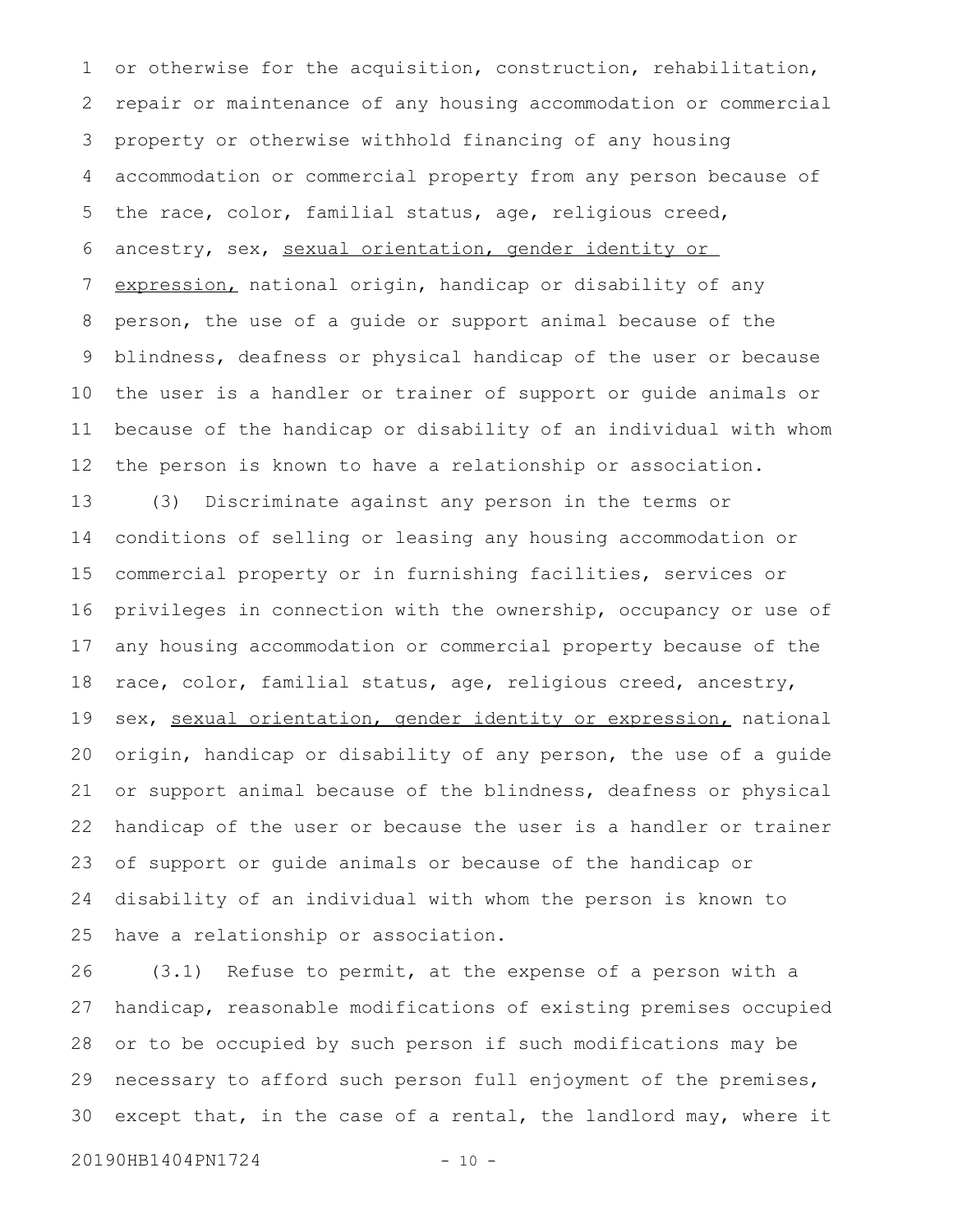or otherwise for the acquisition, construction, rehabilitation, repair or maintenance of any housing accommodation or commercial property or otherwise withhold financing of any housing accommodation or commercial property from any person because of the race, color, familial status, age, religious creed, ancestry, sex, <u>sexual orientation, gender identity or expression,</u> national origin, handicap or disability of any person, the use of a guide or support animal because of the blindness, deafness or physical handicap of the user or because the user is a handler or trainer of support or guide animals or because of the handicap or disability of an individual with whom the person is known to have a relationship or association.

(3) Discriminate against any person in the terms or conditions of selling or leasing any housing accommodation or commercial property or in furnishing facilities, services or privileges in connection with the ownership, occupancy or use of any housing accommodation or commercial property because of the race, color, familial status, age, religious creed, ancestry, sex, <u>sexual orientation, gender identity or expression,</u> national origin, handicap or disability of any person, the use of a guide or support animal because of the blindness, deafness or physical handicap of the user or because the user is a handler or trainer of support or guide animals or because of the handicap or disability of an individual with whom the person is known to have a relationship or association.

(3.1) Refuse to permit, at the expense of a person with a handicap, reasonable modifications of existing premises occupied or to be occupied by such person if such modifications may be necessary to afford such person full enjoyment of the premises, except that, in the case of a rental, the landlord may, where it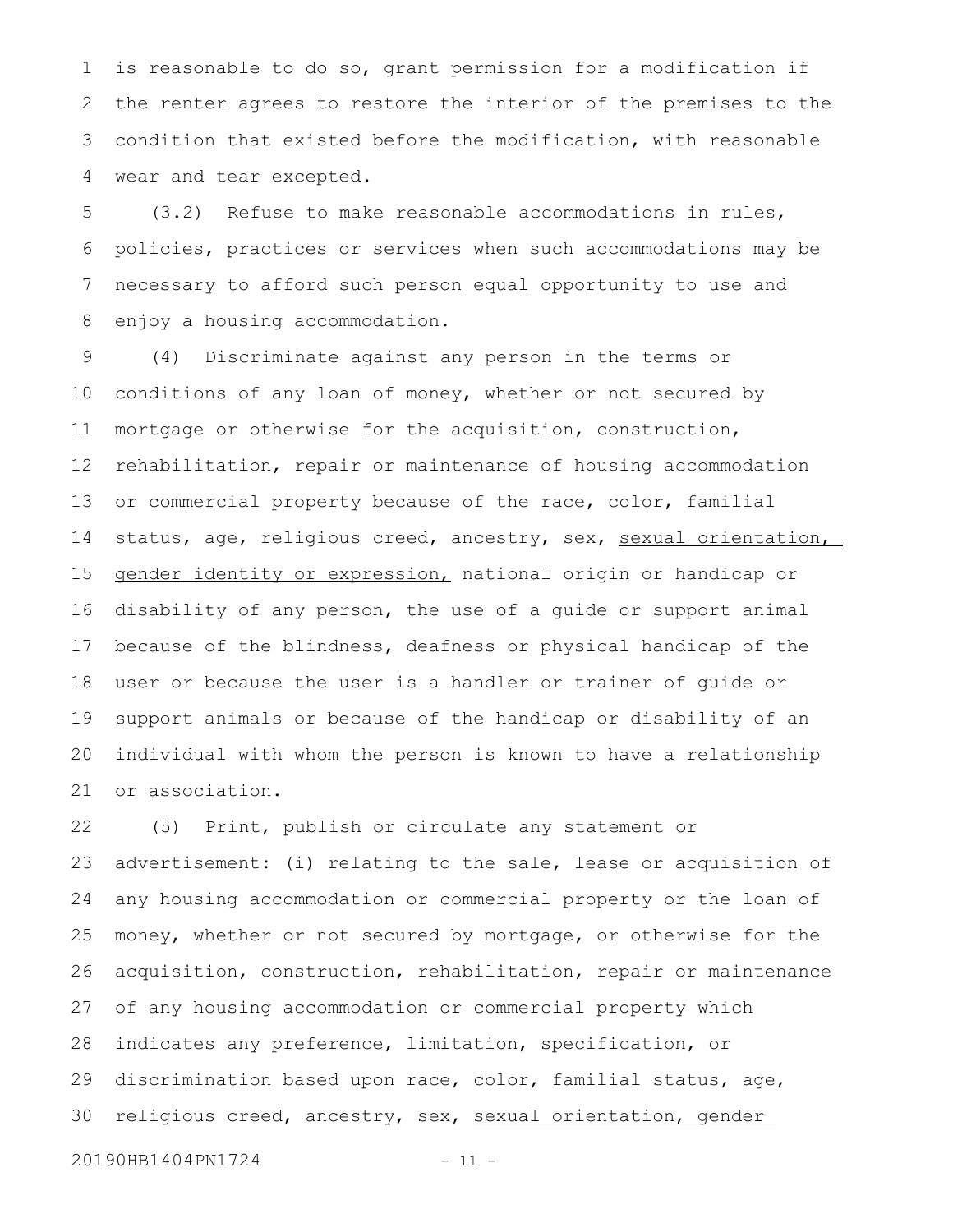is reasonable to do so, grant permission for a modification if the renter agrees to restore the interior of the premises to the condition that existed before the modification, with reasonable wear and tear excepted.

(3.2) Refuse to make reasonable accommodations in rules, policies, practices or services when such accommodations may be necessary to afford such person equal opportunity to use and enjoy a housing accommodation.

(4) Discriminate against any person in the terms or conditions of any loan of money, whether or not secured by mortgage or otherwise for the acquisition, construction, rehabilitation, repair or maintenance of housing accommodation or commercial property because of the race, color, familial status, age, religious creed, ancestry, sex, <u>sexual orientation, gender identity or expression,</u> national origin or handicap or disability of any person, the use of a guide or support animal because of the blindness, deafness or physical handicap of the user or because the user is a handler or trainer of guide or support animals or because of the handicap or disability of an individual with whom the person is known to have a relationship or association.

(5) Print, publish or circulate any statement or advertisement: (i) relating to the sale, lease or acquisition of any housing accommodation or commercial property or the loan of money, whether or not secured by mortgage, or otherwise for the acquisition, construction, rehabilitation, repair or maintenance of any housing accommodation or commercial property which indicates any preference, limitation, specification, or discrimination based upon race, color, familial status, age, religious creed, ancestry, sex, <u>sexual orientation, gender</u>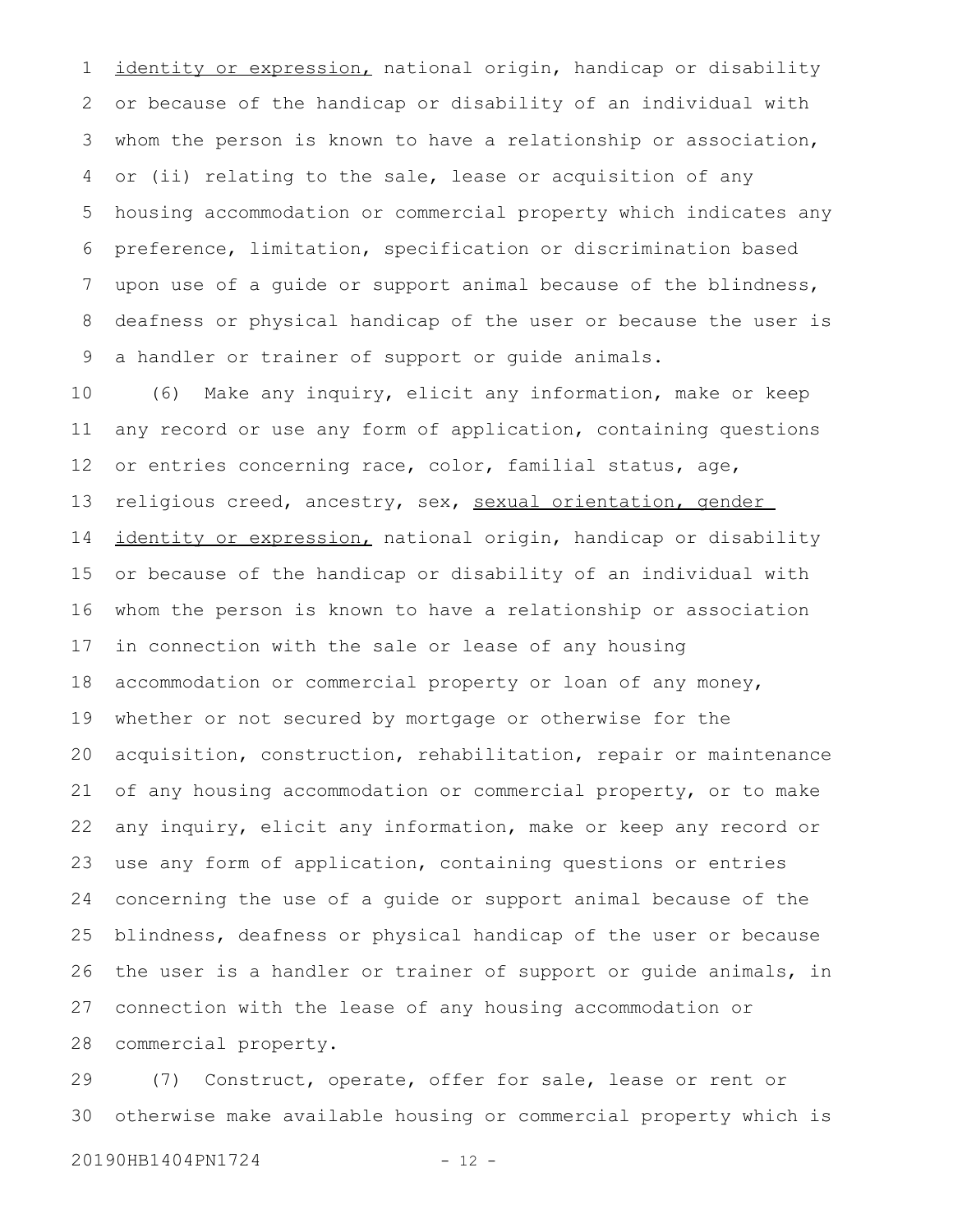identity or expression, national origin, handicap or disability or because of the handicap or disability of an individual with whom the person is known to have a relationship or association, or (ii) relating to the sale, lease or acquisition of any housing accommodation or commercial property which indicates any preference, limitation, specification or discrimination based upon use of a guide or support animal because of the blindness, deafness or physical handicap of the user or because the user is a handler or trainer of support or guide animals.

(6) Make any inquiry, elicit any information, make or keep any record or use any form of application, containing questions or entries concerning race, color, familial status, age, religious creed, ancestry, sex, sexual orientation, gender identity or expression, national origin, handicap or disability or because of the handicap or disability of an individual with whom the person is known to have a relationship or association in connection with the sale or lease of any housing accommodation or commercial property or loan of any money, whether or not secured by mortgage or otherwise for the acquisition, construction, rehabilitation, repair or maintenance of any housing accommodation or commercial property, or to make any inquiry, elicit any information, make or keep any record or use any form of application, containing questions or entries concerning the use of a guide or support animal because of the blindness, deafness or physical handicap of the user or because the user is a handler or trainer of support or guide animals, in connection with the lease of any housing accommodation or commercial property.

(7) Construct, operate, offer for sale, lease or rent or otherwise make available housing or commercial property which is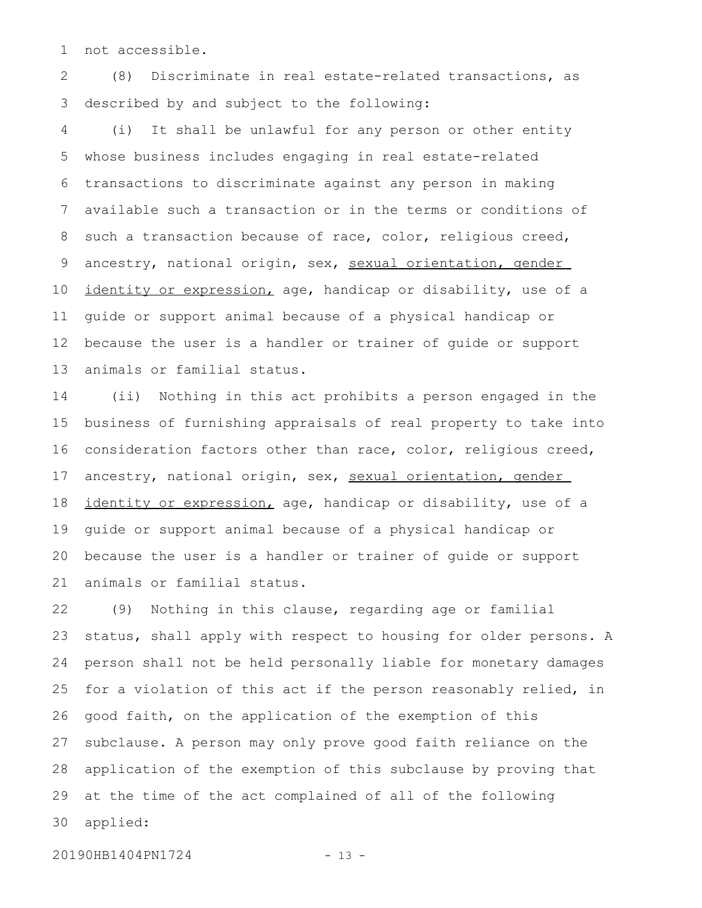not accessible.

(8) Discriminate in real estate-related transactions, as described by and subject to the following:

(i) It shall be unlawful for any person or other entity whose business includes engaging in real estate-related transactions to discriminate against any person in making available such a transaction or in the terms or conditions of such a transaction because of race, color, religious creed, ancestry, national origin, sex, <u>sexual orientation, gender identity or expression,</u> age, handicap or disability, use of a guide or support animal because of a physical handicap or because the user is a handler or trainer of guide or support animals or familial status.

(ii) Nothing in this act prohibits a person engaged in the business of furnishing appraisals of real property to take into consideration factors other than race, color, religious creed, ancestry, national origin, sex, <u>sexual orientation, gender identity or expression,</u> age, handicap or disability, use of a guide or support animal because of a physical handicap or because the user is a handler or trainer of guide or support animals or familial status.

(9) Nothing in this clause, regarding age or familial status, shall apply with respect to housing for older persons. A person shall not be held personally liable for monetary damages for a violation of this act if the person reasonably relied, in good faith, on the application of the exemption of this subclause. A person may only prove good faith reliance on the application of the exemption of this subclause by proving that at the time of the act complained of all of the following applied: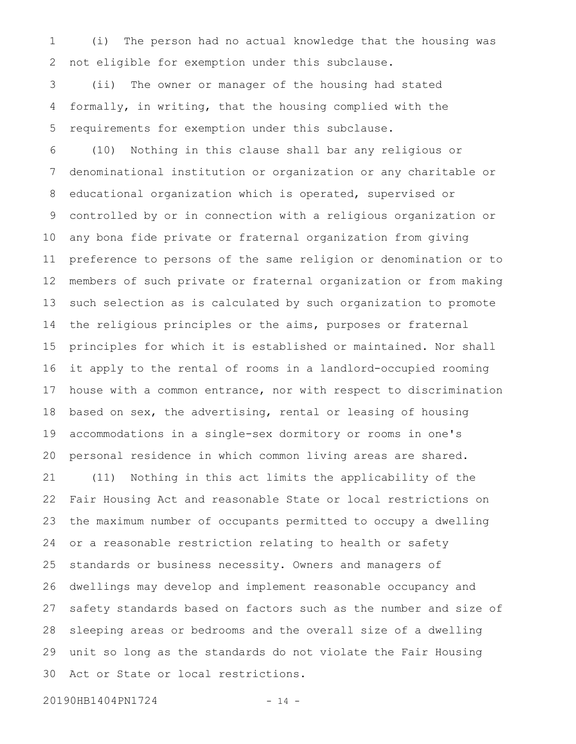(i) The person had no actual knowledge that the housing was not eligible for exemption under this subclause.

(ii) The owner or manager of the housing had stated formally, in writing, that the housing complied with the requirements for exemption under this subclause.

(10) Nothing in this clause shall bar any religious or denominational institution or organization or any charitable or educational organization which is operated, supervised or controlled by or in connection with a religious organization or any bona fide private or fraternal organization from giving preference to persons of the same religion or denomination or to members of such private or fraternal organization or from making such selection as is calculated by such organization to promote the religious principles or the aims, purposes or fraternal principles for which it is established or maintained. Nor shall it apply to the rental of rooms in a landlord-occupied rooming house with a common entrance, nor with respect to discrimination based on sex, the advertising, rental or leasing of housing accommodations in a single-sex dormitory or rooms in one's personal residence in which common living areas are shared.

(11) Nothing in this act limits the applicability of the Fair Housing Act and reasonable State or local restrictions on the maximum number of occupants permitted to occupy a dwelling or a reasonable restriction relating to health or safety standards or business necessity. Owners and managers of dwellings may develop and implement reasonable occupancy and safety standards based on factors such as the number and size of sleeping areas or bedrooms and the overall size of a dwelling unit so long as the standards do not violate the Fair Housing Act or State or local restrictions.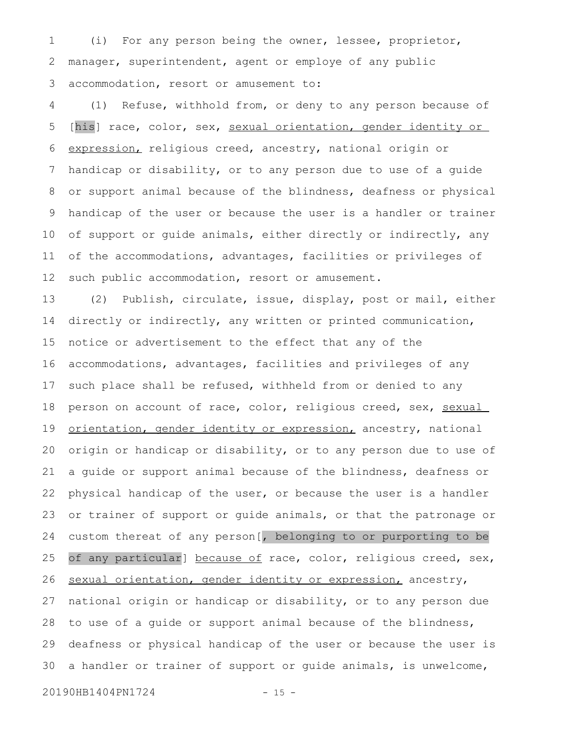(i) For any person being the owner, lessee, proprietor, manager, superintendent, agent or employe of any public accommodation, resort or amusement to:

(1) Refuse, withhold from, or deny to any person because of [his] race, color, sex, sexual orientation, gender identity or expression, religious creed, ancestry, national origin or handicap or disability, or to any person due to use of a guide or support animal because of the blindness, deafness or physical handicap of the user or because the user is a handler or trainer of support or guide animals, either directly or indirectly, any of the accommodations, advantages, facilities or privileges of such public accommodation, resort or amusement.

(2) Publish, circulate, issue, display, post or mail, either directly or indirectly, any written or printed communication, notice or advertisement to the effect that any of the accommodations, advantages, facilities and privileges of any such place shall be refused, withheld from or denied to any person on account of race, color, religious creed, sex, sexual orientation, gender identity or expression, ancestry, national origin or handicap or disability, or to any person due to use of a guide or support animal because of the blindness, deafness or physical handicap of the user, or because the user is a handler or trainer of support or guide animals, or that the patronage or custom thereat of any person[, belonging to or purporting to be of any particular] because of race, color, religious creed, sex, sexual orientation, gender identity or expression, ancestry, national origin or handicap or disability, or to any person due to use of a guide or support animal because of the blindness, deafness or physical handicap of the user or because the user is a handler or trainer of support or guide animals, is unwelcome,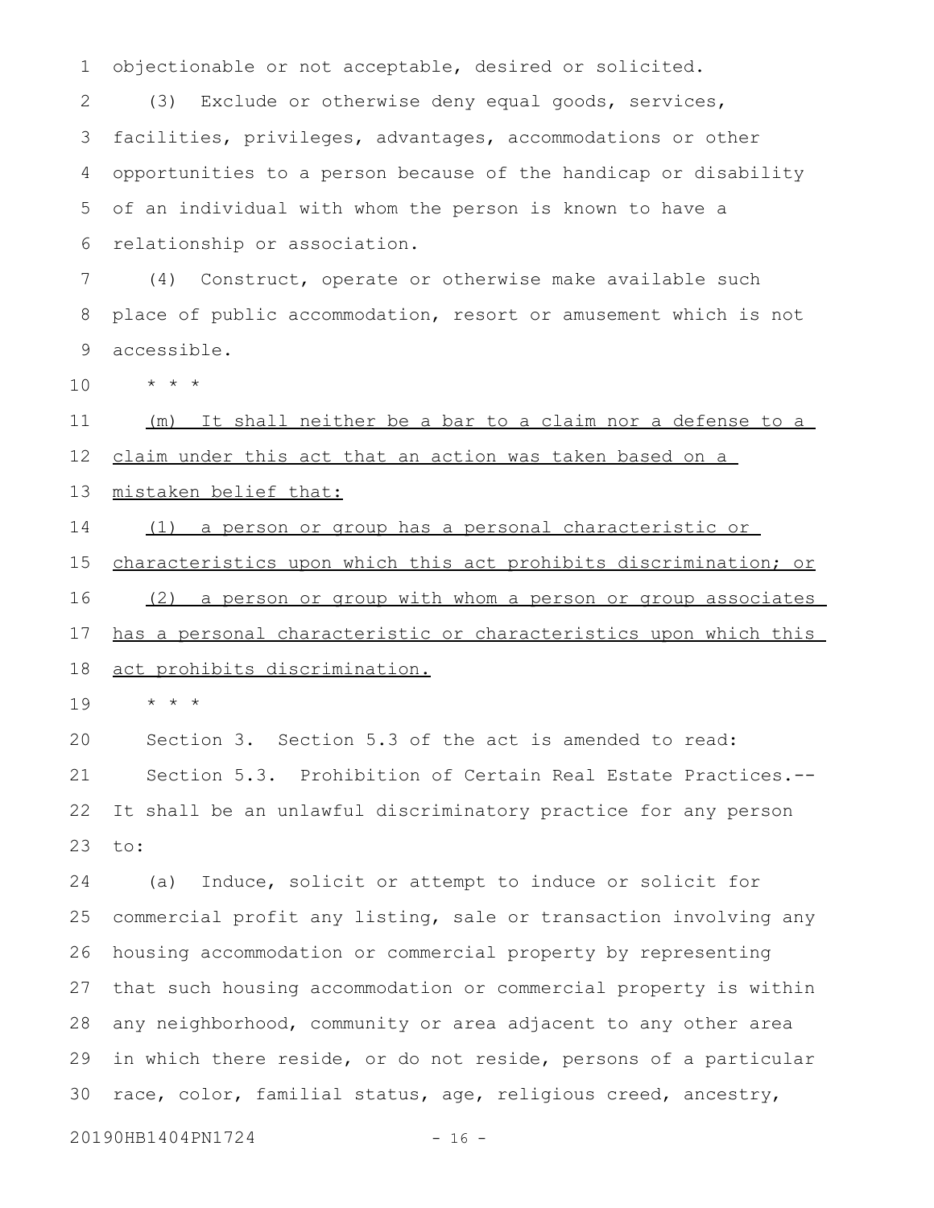objectionable or not acceptable, desired or solicited.

(3) Exclude or otherwise deny equal goods, services, facilities, privileges, advantages, accommodations or other opportunities to a person because of the handicap or disability of an individual with whom the person is known to have a relationship or association.

(4) Construct, operate or otherwise make available such place of public accommodation, resort or amusement which is not accessible.

\* \* \*

<u>(m) It shall neither be a bar to a claim nor a defense to a claim under this act that an action was taken based on a mistaken belief that:</u>

<u>(1) a person or group has a personal characteristic or characteristics upon which this act prohibits discrimination; or</u>

<u>(2) a person or group with whom a person or group associates has a personal characteristic or characteristics upon which this act prohibits discrimination.</u>

\* \* \*

Section 3. Section 5.3 of the act is amended to read:

Section 5.3. Prohibition of Certain Real Estate Practices.--It shall be an unlawful discriminatory practice for any person to:

(a) Induce, solicit or attempt to induce or solicit for commercial profit any listing, sale or transaction involving any housing accommodation or commercial property by representing that such housing accommodation or commercial property is within any neighborhood, community or area adjacent to any other area in which there reside, or do not reside, persons of a particular race, color, familial status, age, religious creed, ancestry,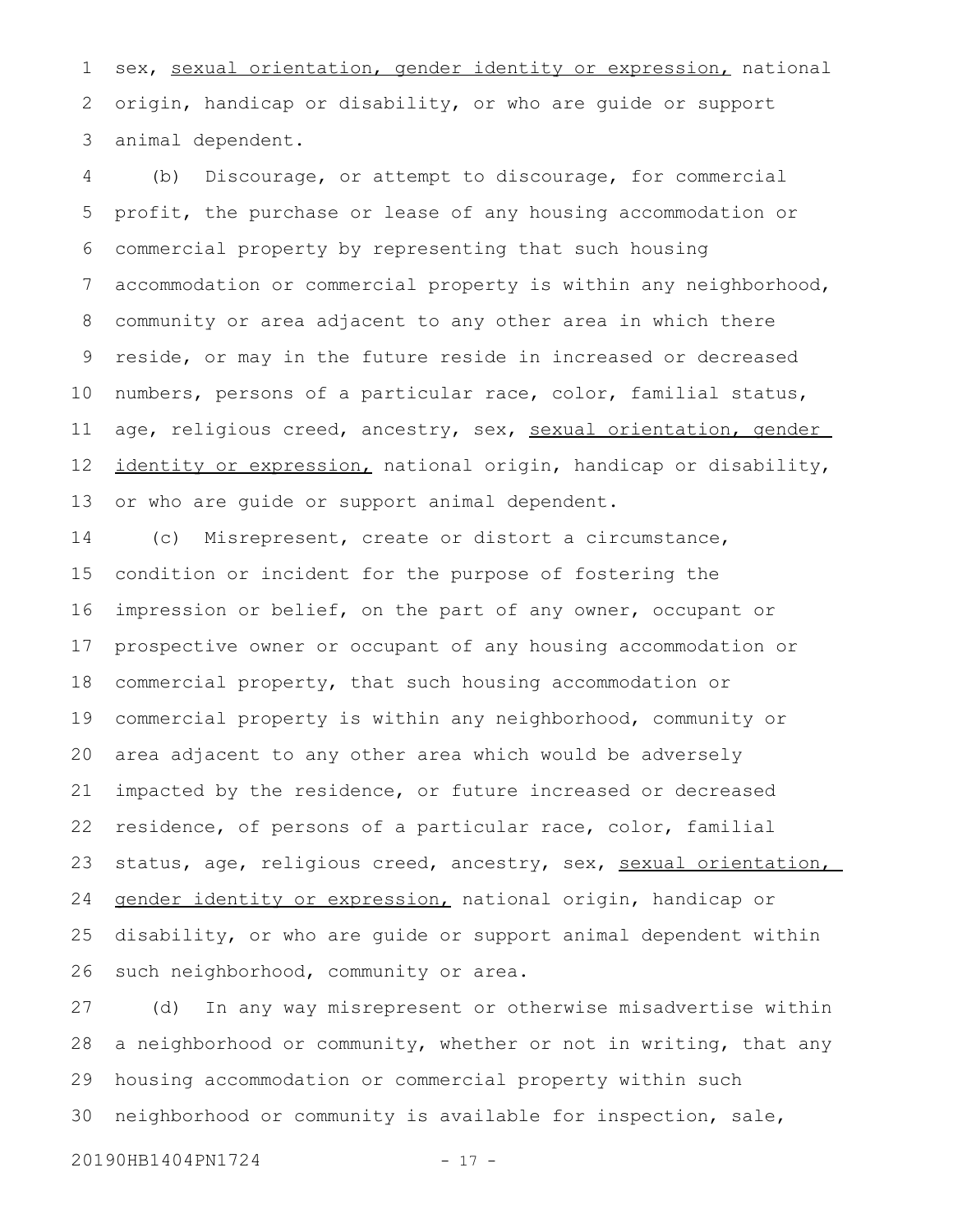sex, <u>sexual orientation, gender identity or expression,</u> national origin, handicap or disability, or who are guide or support animal dependent.

(b) Discourage, or attempt to discourage, for commercial profit, the purchase or lease of any housing accommodation or commercial property by representing that such housing accommodation or commercial property is within any neighborhood, community or area adjacent to any other area in which there reside, or may in the future reside in increased or decreased numbers, persons of a particular race, color, familial status, age, religious creed, ancestry, sex, <u>sexual orientation, gender identity or expression,</u> national origin, handicap or disability, or who are guide or support animal dependent.

(c) Misrepresent, create or distort a circumstance, condition or incident for the purpose of fostering the impression or belief, on the part of any owner, occupant or prospective owner or occupant of any housing accommodation or commercial property, that such housing accommodation or commercial property is within any neighborhood, community or area adjacent to any other area which would be adversely impacted by the residence, or future increased or decreased residence, of persons of a particular race, color, familial status, age, religious creed, ancestry, sex, <u>sexual orientation, gender identity or expression,</u> national origin, handicap or disability, or who are guide or support animal dependent within such neighborhood, community or area.

(d) In any way misrepresent or otherwise misadvertise within a neighborhood or community, whether or not in writing, that any housing accommodation or commercial property within such neighborhood or community is available for inspection, sale,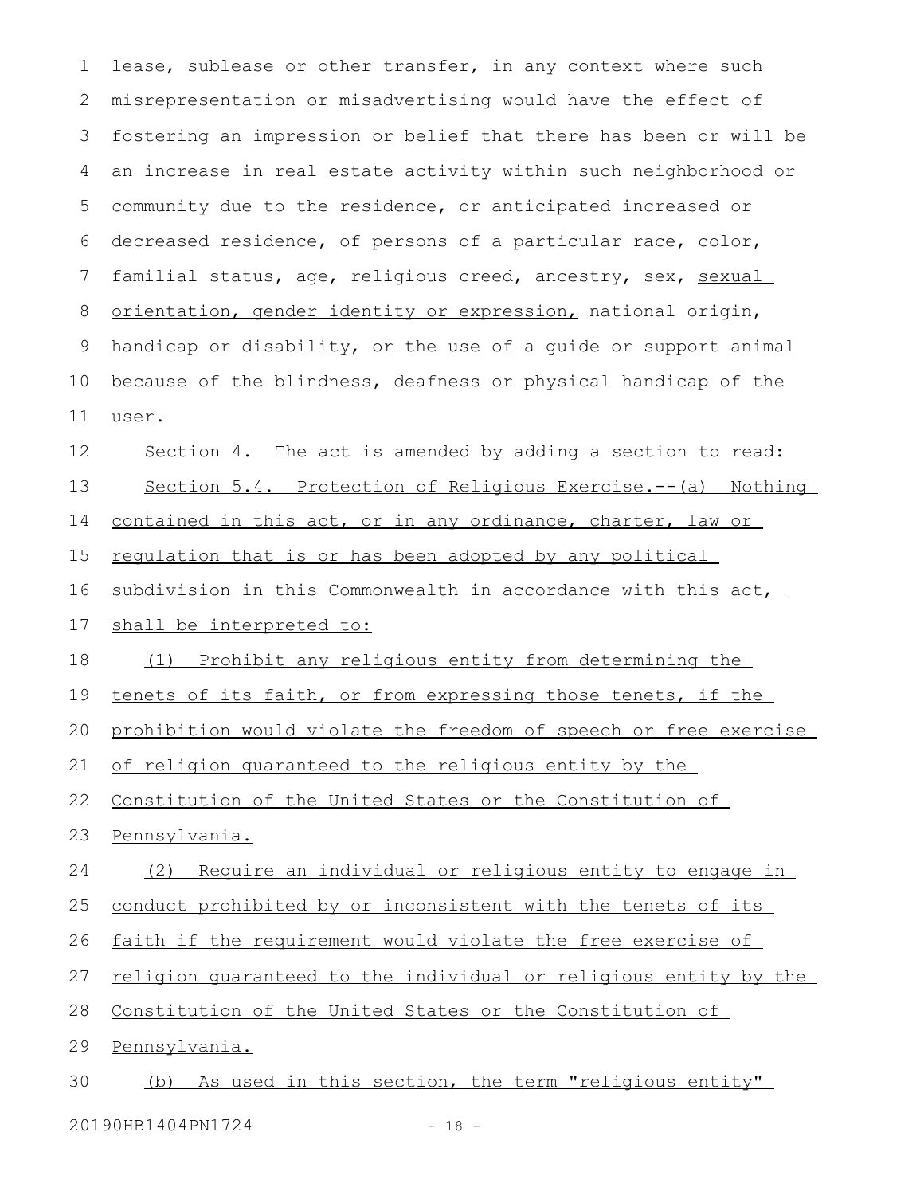lease, sublease or other transfer, in any context where such misrepresentation or misadvertising would have the effect of fostering an impression or belief that there has been or will be an increase in real estate activity within such neighborhood or community due to the residence, or anticipated increased or decreased residence, of persons of a particular race, color, familial status, age, religious creed, ancestry, sex, <u>sexual orientation, gender identity or expression,</u> national origin, handicap or disability, or the use of a guide or support animal because of the blindness, deafness or physical handicap of the user.

Section 4. The act is amended by adding a section to read:

<u>Section 5.4. Protection of Religious Exercise.--(a) Nothing contained in this act, or in any ordinance, charter, law or regulation that is or has been adopted by any political subdivision in this Commonwealth in accordance with this act, shall be interpreted to:</u>

<u>(1) Prohibit any religious entity from determining the tenets of its faith, or from expressing those tenets, if the prohibition would violate the freedom of speech or free exercise of religion guaranteed to the religious entity by the Constitution of the United States or the Constitution of Pennsylvania.</u>

<u>(2) Require an individual or religious entity to engage in conduct prohibited by or inconsistent with the tenets of its faith if the requirement would violate the free exercise of religion guaranteed to the individual or religious entity by the Constitution of the United States or the Constitution of Pennsylvania.</u>

<u>(b) As used in this section, the term "religious entity"</u>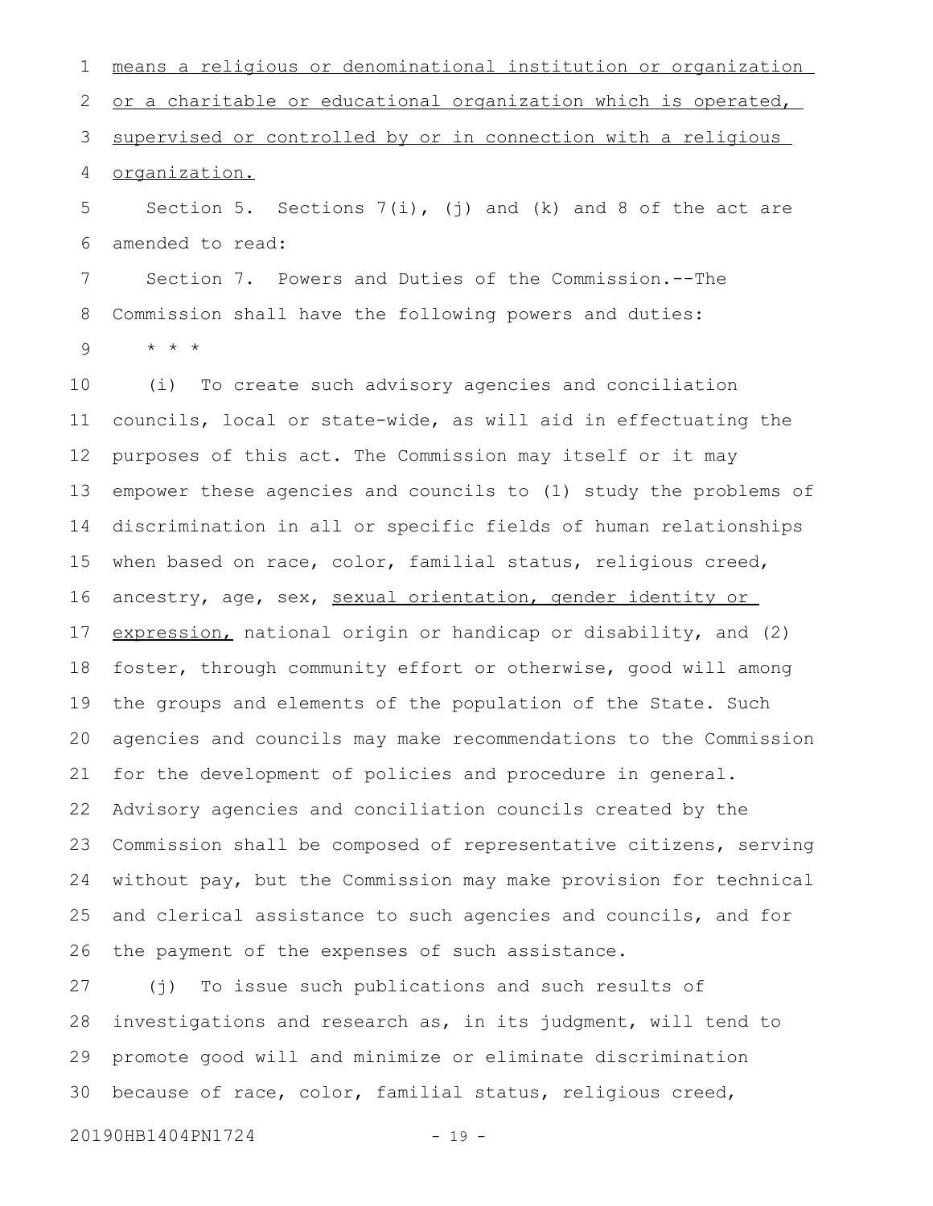means a religious or denominational institution or organization or a charitable or educational organization which is operated, supervised or controlled by or in connection with a religious organization.

Section 5. Sections 7(i), (j) and (k) and 8 of the act are amended to read:

Section 7. Powers and Duties of the Commission.--The Commission shall have the following powers and duties:

\* \* \*

(i) To create such advisory agencies and conciliation councils, local or state-wide, as will aid in effectuating the purposes of this act. The Commission may itself or it may empower these agencies and councils to (1) study the problems of discrimination in all or specific fields of human relationships when based on race, color, familial status, religious creed, ancestry, age, sex, sexual orientation, gender identity or expression, national origin or handicap or disability, and (2) foster, through community effort or otherwise, good will among the groups and elements of the population of the State. Such agencies and councils may make recommendations to the Commission for the development of policies and procedure in general. Advisory agencies and conciliation councils created by the Commission shall be composed of representative citizens, serving without pay, but the Commission may make provision for technical and clerical assistance to such agencies and councils, and for the payment of the expenses of such assistance.

(j) To issue such publications and such results of investigations and research as, in its judgment, will tend to promote good will and minimize or eliminate discrimination because of race, color, familial status, religious creed,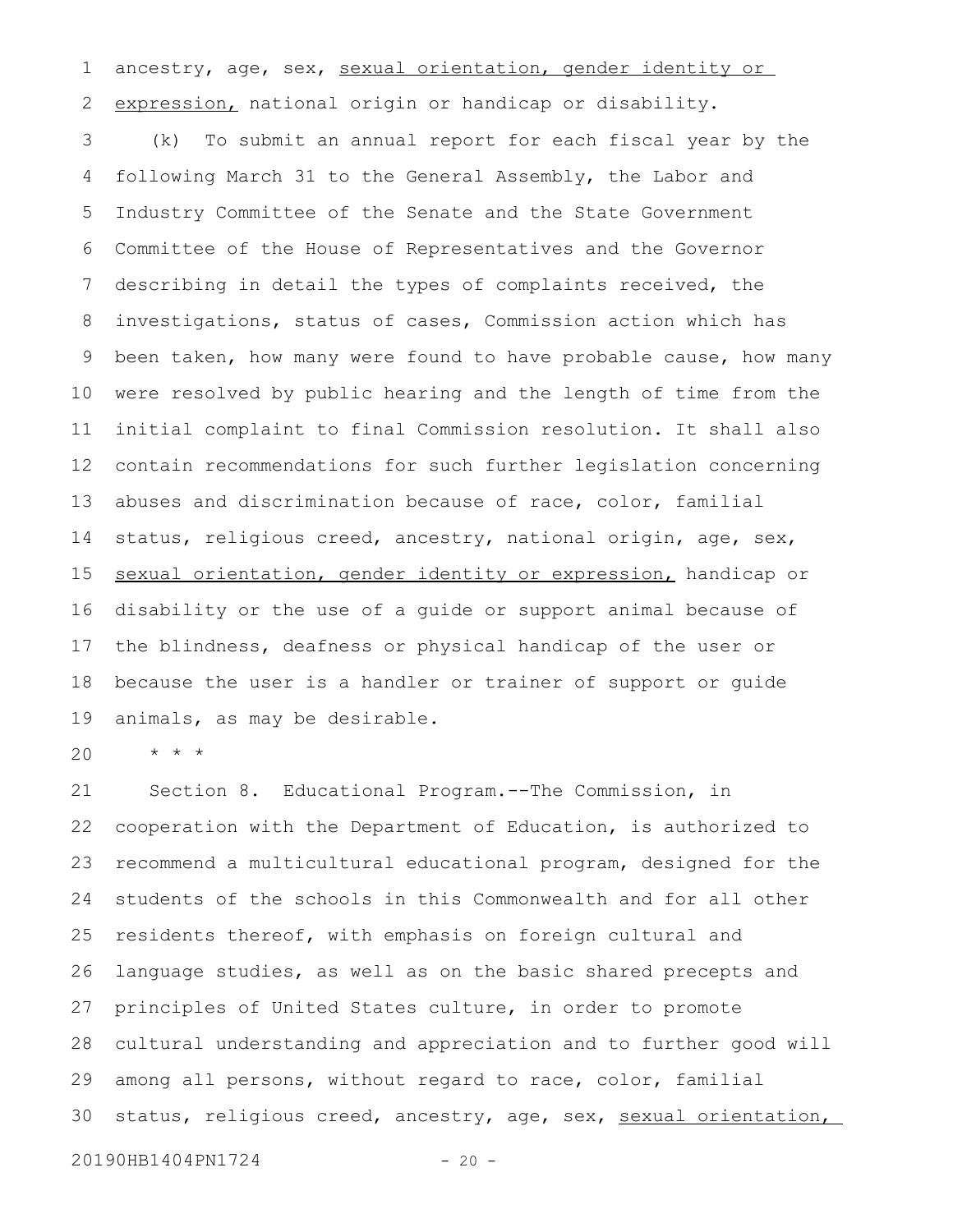ancestry, age, sex, sexual orientation, gender identity or expression, national origin or handicap or disability.

(k) To submit an annual report for each fiscal year by the following March 31 to the General Assembly, the Labor and Industry Committee of the Senate and the State Government Committee of the House of Representatives and the Governor describing in detail the types of complaints received, the investigations, status of cases, Commission action which has been taken, how many were found to have probable cause, how many were resolved by public hearing and the length of time from the initial complaint to final Commission resolution. It shall also contain recommendations for such further legislation concerning abuses and discrimination because of race, color, familial status, religious creed, ancestry, national origin, age, sex, sexual orientation, gender identity or expression, handicap or disability or the use of a guide or support animal because of the blindness, deafness or physical handicap of the user or because the user is a handler or trainer of support or guide animals, as may be desirable.

* * *

Section 8. Educational Program.--The Commission, in cooperation with the Department of Education, is authorized to recommend a multicultural educational program, designed for the students of the schools in this Commonwealth and for all other residents thereof, with emphasis on foreign cultural and language studies, as well as on the basic shared precepts and principles of United States culture, in order to promote cultural understanding and appreciation and to further good will among all persons, without regard to race, color, familial status, religious creed, ancestry, age, sex, sexual orientation,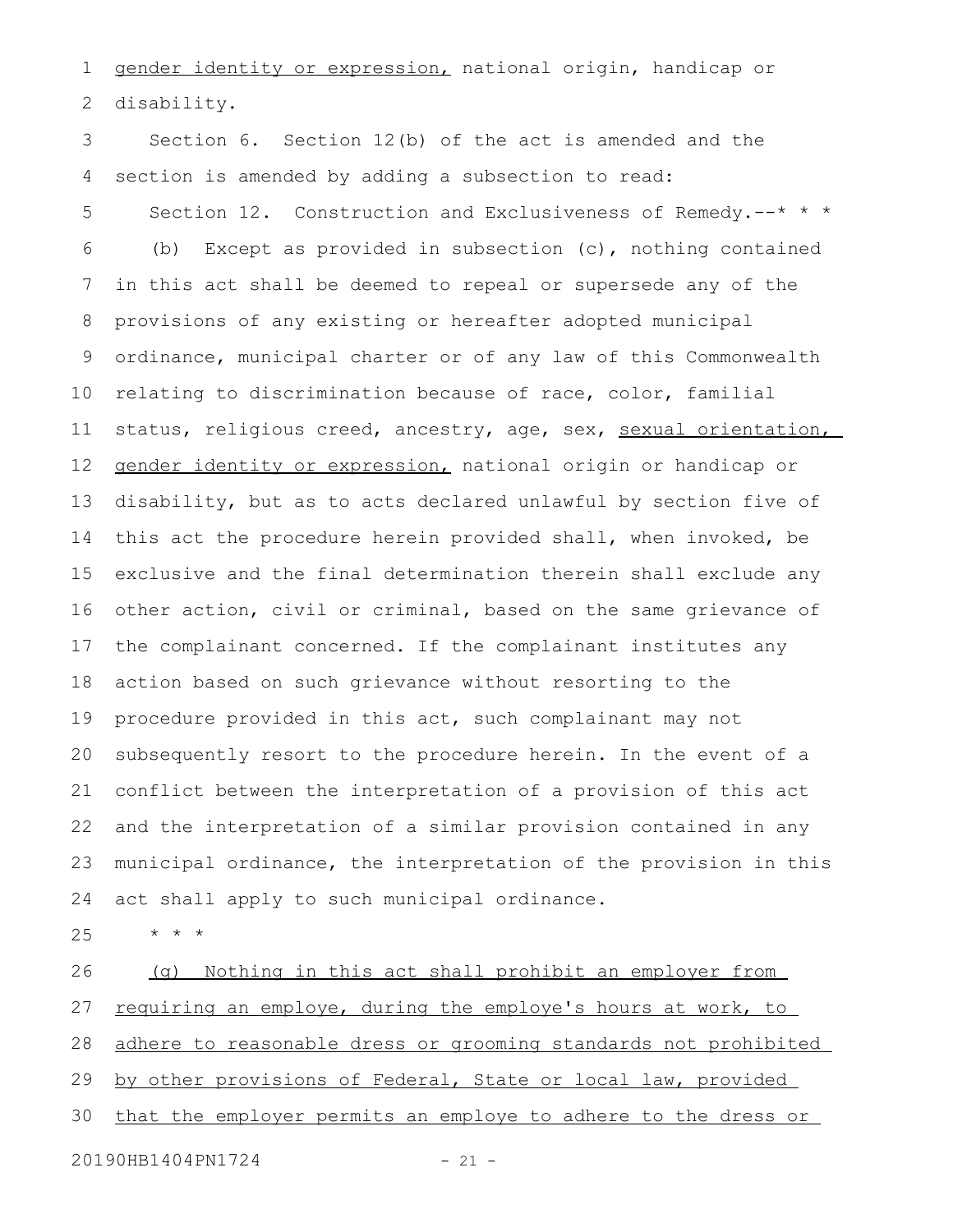gender identity or expression, national origin, handicap or disability.

Section 6. Section 12(b) of the act is amended and the section is amended by adding a subsection to read:

Section 12. Construction and Exclusiveness of Remedy.--* * *

(b) Except as provided in subsection (c), nothing contained in this act shall be deemed to repeal or supersede any of the provisions of any existing or hereafter adopted municipal ordinance, municipal charter or of any law of this Commonwealth relating to discrimination because of race, color, familial status, religious creed, ancestry, age, sex, sexual orientation, gender identity or expression, national origin or handicap or disability, but as to acts declared unlawful by section five of this act the procedure herein provided shall, when invoked, be exclusive and the final determination therein shall exclude any other action, civil or criminal, based on the same grievance of the complainant concerned. If the complainant institutes any action based on such grievance without resorting to the procedure provided in this act, such complainant may not subsequently resort to the procedure herein. In the event of a conflict between the interpretation of a provision of this act and the interpretation of a similar provision contained in any municipal ordinance, the interpretation of the provision in this act shall apply to such municipal ordinance.

* * *

(g) Nothing in this act shall prohibit an employer from requiring an employe, during the employe's hours at work, to adhere to reasonable dress or grooming standards not prohibited by other provisions of Federal, State or local law, provided that the employer permits an employe to adhere to the dress or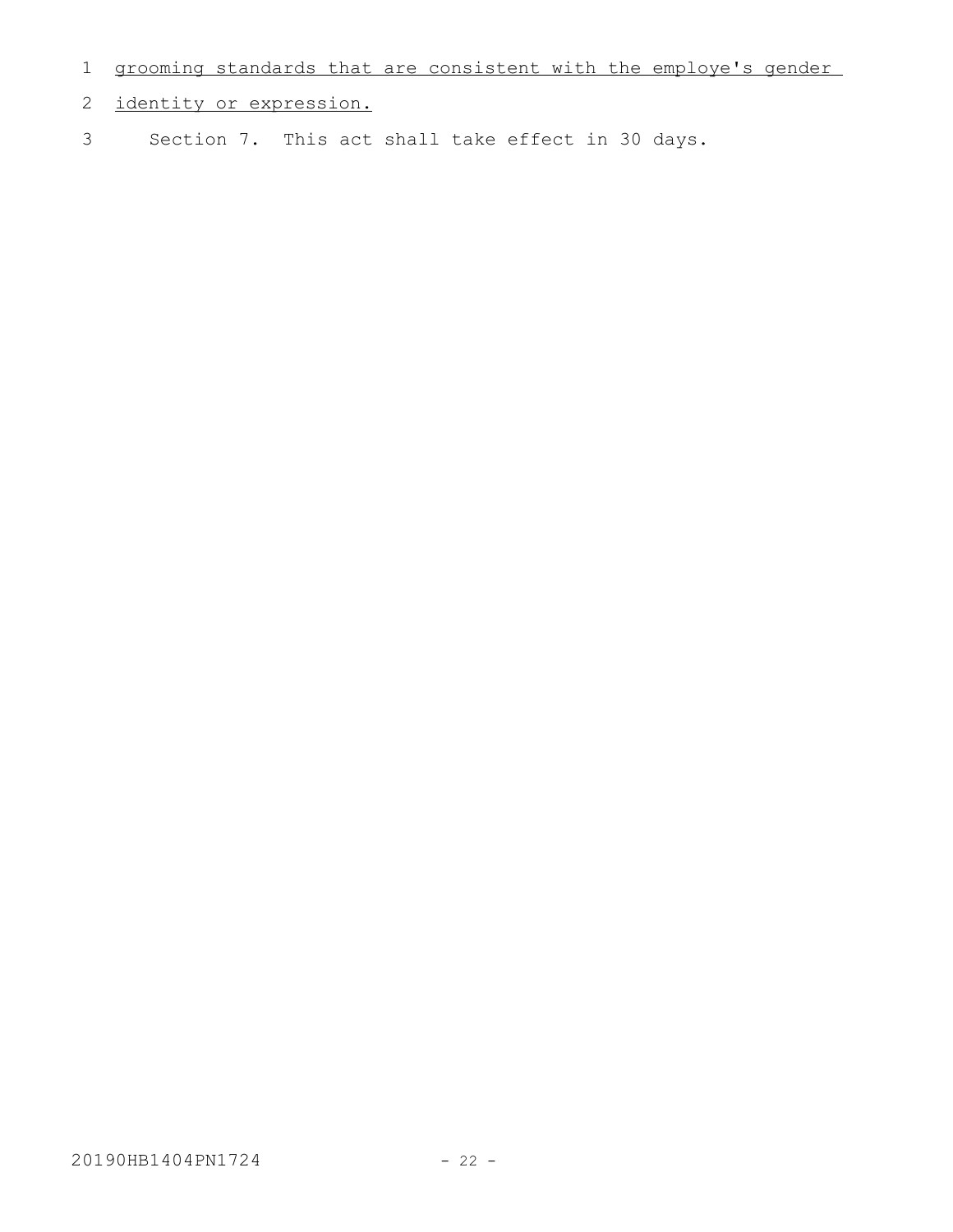grooming standards that are consistent with the employe's gender identity or expression.

Section 7. This act shall take effect in 30 days.